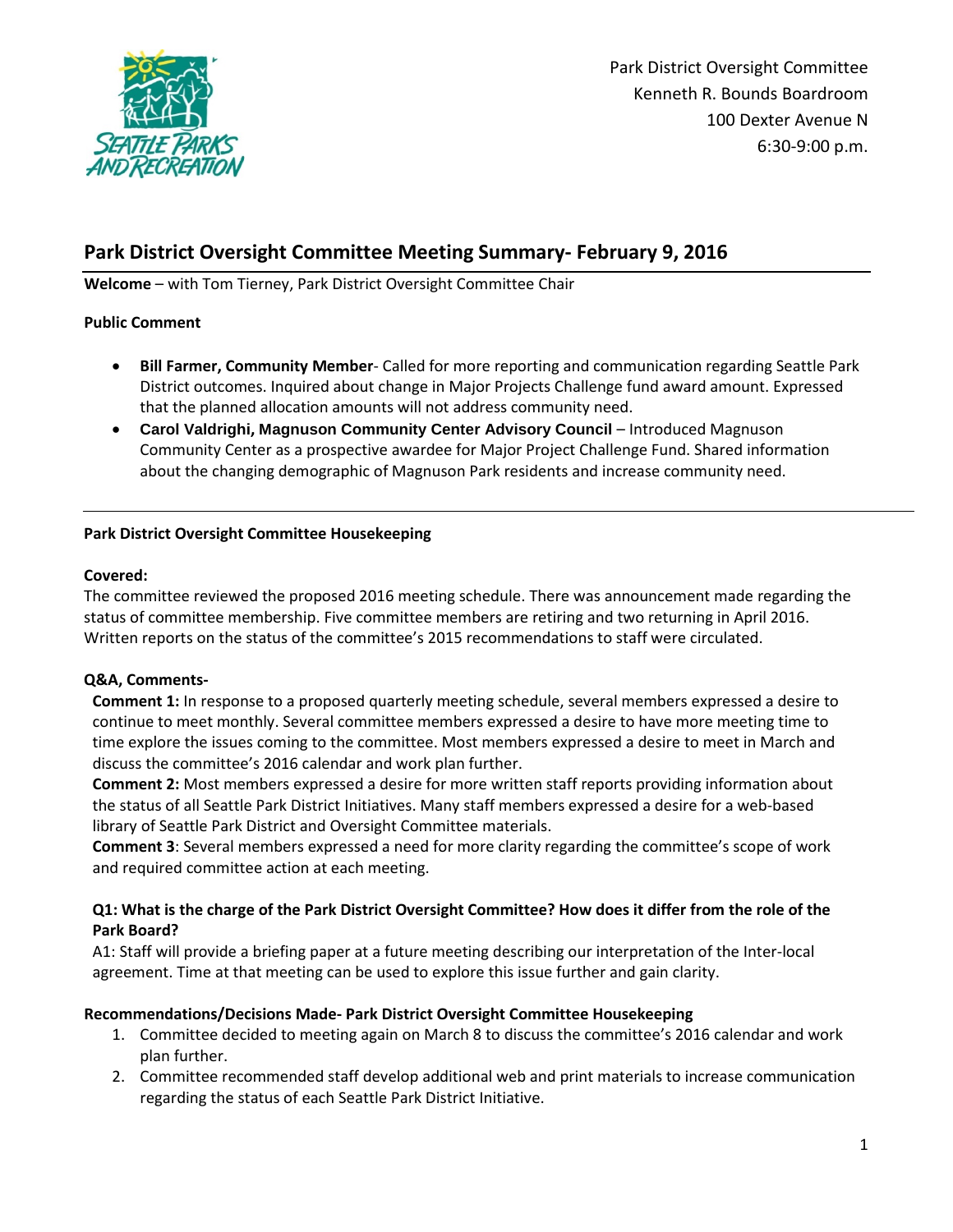Park District Oversight Committee
Kenneth R. Bounds Boardroom
100 Dexter Avenue N
6:30-9:00 p.m.

# Park District Oversight Committee Meeting Summary- February 9, 2016

**Welcome** – with Tom Tierney, Park District Oversight Committee Chair

**Public Comment**

- **Bill Farmer, Community Member**- Called for more reporting and communication regarding Seattle Park District outcomes. Inquired about change in Major Projects Challenge fund award amount. Expressed that the planned allocation amounts will not address community need.
- **Carol Valdrighi, Magnuson Community Center Advisory Council** – Introduced Magnuson Community Center as a prospective awardee for Major Project Challenge Fund. Shared information about the changing demographic of Magnuson Park residents and increase community need.

---

**Park District Oversight Committee Housekeeping**

**Covered:**
The committee reviewed the proposed 2016 meeting schedule. There was announcement made regarding the status of committee membership. Five committee members are retiring and two returning in April 2016. Written reports on the status of the committee's 2015 recommendations to staff were circulated.

**Q&A, Comments-**

**Comment 1:** In response to a proposed quarterly meeting schedule, several members expressed a desire to continue to meet monthly. Several committee members expressed a desire to have more meeting time to time explore the issues coming to the committee. Most members expressed a desire to meet in March and discuss the committee's 2016 calendar and work plan further.
**Comment 2:** Most members expressed a desire for more written staff reports providing information about the status of all Seattle Park District Initiatives. Many staff members expressed a desire for a web-based library of Seattle Park District and Oversight Committee materials.
**Comment 3**: Several members expressed a need for more clarity regarding the committee's scope of work and required committee action at each meeting.

**Q1: What is the charge of the Park District Oversight Committee? How does it differ from the role of the Park Board?**
A1: Staff will provide a briefing paper at a future meeting describing our interpretation of the Inter-local agreement. Time at that meeting can be used to explore this issue further and gain clarity.

**Recommendations/Decisions Made- Park District Oversight Committee Housekeeping**

1. Committee decided to meeting again on March 8 to discuss the committee's 2016 calendar and work plan further.
2. Committee recommended staff develop additional web and print materials to increase communication regarding the status of each Seattle Park District Initiative.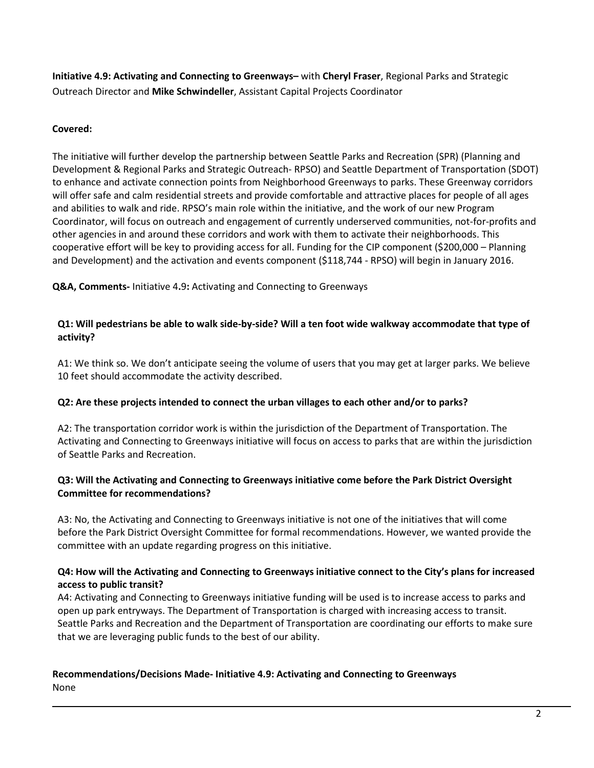**Initiative 4.9: Activating and Connecting to Greenways–** with **Cheryl Fraser**, Regional Parks and Strategic Outreach Director and **Mike Schwindeller**, Assistant Capital Projects Coordinator

**Covered:**

The initiative will further develop the partnership between Seattle Parks and Recreation (SPR) (Planning and Development & Regional Parks and Strategic Outreach- RPSO) and Seattle Department of Transportation (SDOT) to enhance and activate connection points from Neighborhood Greenways to parks. These Greenway corridors will offer safe and calm residential streets and provide comfortable and attractive places for people of all ages and abilities to walk and ride. RPSO's main role within the initiative, and the work of our new Program Coordinator, will focus on outreach and engagement of currently underserved communities, not-for-profits and other agencies in and around these corridors and work with them to activate their neighborhoods. This cooperative effort will be key to providing access for all. Funding for the CIP component ($200,000 – Planning and Development) and the activation and events component ($118,744 - RPSO) will begin in January 2016.

**Q&A, Comments-** Initiative 4.9**:** Activating and Connecting to Greenways

**Q1: Will pedestrians be able to walk side-by-side? Will a ten foot wide walkway accommodate that type of activity?**

A1: We think so. We don't anticipate seeing the volume of users that you may get at larger parks. We believe 10 feet should accommodate the activity described.

**Q2: Are these projects intended to connect the urban villages to each other and/or to parks?**

A2: The transportation corridor work is within the jurisdiction of the Department of Transportation. The Activating and Connecting to Greenways initiative will focus on access to parks that are within the jurisdiction of Seattle Parks and Recreation.

**Q3: Will the Activating and Connecting to Greenways initiative come before the Park District Oversight Committee for recommendations?**

A3: No, the Activating and Connecting to Greenways initiative is not one of the initiatives that will come before the Park District Oversight Committee for formal recommendations. However, we wanted provide the committee with an update regarding progress on this initiative.

**Q4: How will the Activating and Connecting to Greenways initiative connect to the City's plans for increased access to public transit?**

A4: Activating and Connecting to Greenways initiative funding will be used is to increase access to parks and open up park entryways. The Department of Transportation is charged with increasing access to transit. Seattle Parks and Recreation and the Department of Transportation are coordinating our efforts to make sure that we are leveraging public funds to the best of our ability.

**Recommendations/Decisions Made- Initiative 4.9: Activating and Connecting to Greenways**

None